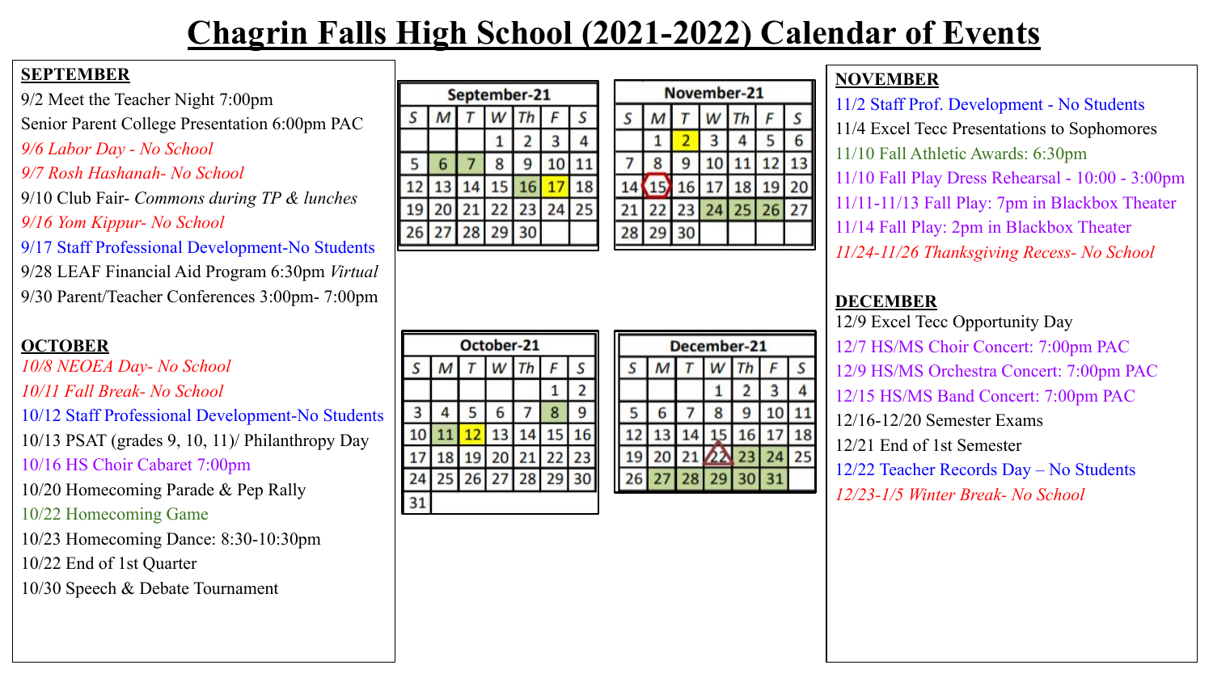# Chagrin Falls High School (2021-2022) Calendar of Events

## SEPTEMBER

9/2 Meet the Teacher Night 7:00pm
Senior Parent College Presentation 6:00pm PAC
*9/6 Labor Day - No School*
*9/7 Rosh Hashanah- No School*
9/10 Club Fair- *Commons during TP & lunches*
*9/16 Yom Kippur- No School*
9/17 Staff Professional Development-No Students
9/28 LEAF Financial Aid Program 6:30pm *Virtual*
9/30 Parent/Teacher Conferences 3:00pm- 7:00pm

## OCTOBER

*10/8 NEOEA Day- No School*
*10/11 Fall Break- No School*
10/12 Staff Professional Development-No Students
10/13 PSAT (grades 9, 10, 11)/ Philanthropy Day
10/16 HS Choir Cabaret 7:00pm
10/20 Homecoming Parade & Pep Rally
10/22 Homecoming Game
10/23 Homecoming Dance: 8:30-10:30pm
10/22 End of 1st Quarter
10/30 Speech & Debate Tournament

**September-21**

| S | M | T | W | Th | F | S |
|---|---|---|---|---|---|---|
| | | | 1 | 2 | 3 | 4 |
| 5 | 6 | 7 | 8 | 9 | 10 | 11 |
| 12 | 13 | 14 | 15 | 16 | 17 | 18 |
| 19 | 20 | 21 | 22 | 23 | 24 | 25 |
| 26 | 27 | 28 | 29 | 30 | | |

**November-21**

| S | M | T | W | Th | F | S |
|---|---|---|---|---|---|---|
| | 1 | 2 | 3 | 4 | 5 | 6 |
| 7 | 8 | 9 | 10 | 11 | 12 | 13 |
| 14 | 15 | 16 | 17 | 18 | 19 | 20 |
| 21 | 22 | 23 | 24 | 25 | 26 | 27 |
| 28 | 29 | 30 | | | | |

**October-21**

| S | M | T | W | Th | F | S |
|---|---|---|---|---|---|---|
| | | | | | 1 | 2 |
| 3 | 4 | 5 | 6 | 7 | 8 | 9 |
| 10 | 11 | 12 | 13 | 14 | 15 | 16 |
| 17 | 18 | 19 | 20 | 21 | 22 | 23 |
| 24 | 25 | 26 | 27 | 28 | 29 | 30 |
| 31 | | | | | | |

**December-21**

| S | M | T | W | Th | F | S |
|---|---|---|---|---|---|---|
| | | | 1 | 2 | 3 | 4 |
| 5 | 6 | 7 | 8 | 9 | 10 | 11 |
| 12 | 13 | 14 | 15 | 16 | 17 | 18 |
| 19 | 20 | 21 | 22 | 23 | 24 | 25 |
| 26 | 27 | 28 | 29 | 30 | 31 | |

## NOVEMBER

11/2 Staff Prof. Development - No Students
11/4 Excel Tecc Presentations to Sophomores
11/10 Fall Athletic Awards: 6:30pm
11/10 Fall Play Dress Rehearsal - 10:00 - 3:00pm
11/11-11/13 Fall Play: 7pm in Blackbox Theater
11/14 Fall Play: 2pm in Blackbox Theater
*11/24-11/26 Thanksgiving Recess- No School*

## DECEMBER

12/9 Excel Tecc Opportunity Day
12/7 HS/MS Choir Concert: 7:00pm PAC
12/9 HS/MS Orchestra Concert: 7:00pm PAC
12/15 HS/MS Band Concert: 7:00pm PAC
12/16-12/20 Semester Exams
12/21 End of 1st Semester
12/22 Teacher Records Day – No Students
*12/23-1/5 Winter Break- No School*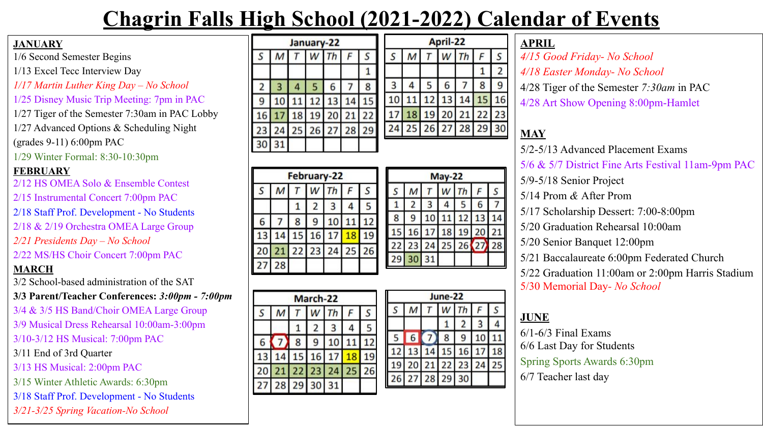# Chagrin Falls High School (2021-2022) Calendar of Events

**JANUARY**

1/6 Second Semester Begins
1/13 Excel Tecc Interview Day
*1/17 Martin Luther King Day – No School*
1/25 Disney Music Trip Meeting: 7pm in PAC
1/27 Tiger of the Semester 7:30am in PAC Lobby
1/27 Advanced Options & Scheduling Night (grades 9-11) 6:00pm PAC
1/29 Winter Formal: 8:30-10:30pm

**FEBRUARY**

2/12 HS OMEA Solo & Ensemble Contest
2/15 Instrumental Concert 7:00pm PAC
2/18 Staff Prof. Development - No Students
2/18 & 2/19 Orchestra OMEA Large Group
*2/21 Presidents Day – No School*
2/22 MS/HS Choir Concert 7:00pm PAC

**MARCH**

3/2 School-based administration of the SAT
**3/3 Parent/Teacher Conferences: *3:00pm - 7:00pm***
3/4 & 3/5 HS Band/Choir OMEA Large Group
3/9 Musical Dress Rehearsal 10:00am-3:00pm
3/10-3/12 HS Musical: 7:00pm PAC
3/11 End of 3rd Quarter
3/13 HS Musical: 2:00pm PAC
3/15 Winter Athletic Awards: 6:30pm
3/18 Staff Prof. Development - No Students
*3/21-3/25 Spring Vacation-No School*

**January-22**

| S | M | T | W | Th | F | S |
|---|---|---|---|---|---|---|
| | | | | | | 1 |
| 2 | 3 | 4 | 5 | 6 | 7 | 8 |
| 9 | 10 | 11 | 12 | 13 | 14 | 15 |
| 16 | 17 | 18 | 19 | 20 | 21 | 22 |
| 23 | 24 | 25 | 26 | 27 | 28 | 29 |
| 30 | 31 | | | | | |

**February-22**

| S | M | T | W | Th | F | S |
|---|---|---|---|---|---|---|
| | | 1 | 2 | 3 | 4 | 5 |
| 6 | 7 | 8 | 9 | 10 | 11 | 12 |
| 13 | 14 | 15 | 16 | 17 | 18 | 19 |
| 20 | 21 | 22 | 23 | 24 | 25 | 26 |
| 27 | 28 | | | | | |

**March-22**

| S | M | T | W | Th | F | S |
|---|---|---|---|---|---|---|
| | | 1 | 2 | 3 | 4 | 5 |
| 6 | 7 | 8 | 9 | 10 | 11 | 12 |
| 13 | 14 | 15 | 16 | 17 | 18 | 19 |
| 20 | 21 | 22 | 23 | 24 | 25 | 26 |
| 27 | 28 | 29 | 30 | 31 | | |

**April-22**

| S | M | T | W | Th | F | S |
|---|---|---|---|---|---|---|
| | | | | | 1 | 2 |
| 3 | 4 | 5 | 6 | 7 | 8 | 9 |
| 10 | 11 | 12 | 13 | 14 | 15 | 16 |
| 17 | 18 | 19 | 20 | 21 | 22 | 23 |
| 24 | 25 | 26 | 27 | 28 | 29 | 30 |

**May-22**

| S | M | T | W | Th | F | S |
|---|---|---|---|---|---|---|
| 1 | 2 | 3 | 4 | 5 | 6 | 7 |
| 8 | 9 | 10 | 11 | 12 | 13 | 14 |
| 15 | 16 | 17 | 18 | 19 | 20 | 21 |
| 22 | 23 | 24 | 25 | 26 | 27 | 28 |
| 29 | 30 | 31 | | | | |

**June-22**

| S | M | T | W | Th | F | S |
|---|---|---|---|---|---|---|
| | | | 1 | 2 | 3 | 4 |
| 5 | 6 | 7 | 8 | 9 | 10 | 11 |
| 12 | 13 | 14 | 15 | 16 | 17 | 18 |
| 19 | 20 | 21 | 22 | 23 | 24 | 25 |
| 26 | 27 | 28 | 29 | 30 | | |

**APRIL**

*4/15 Good Friday- No School*
*4/18 Easter Monday- No School*
4/28 Tiger of the Semester *7:30am* in PAC
4/28 Art Show Opening 8:00pm-Hamlet

**MAY**

5/2-5/13 Advanced Placement Exams
5/6 & 5/7 District Fine Arts Festival 11am-9pm PAC
5/9-5/18 Senior Project
5/14 Prom & After Prom
5/17 Scholarship Dessert: 7:00-8:00pm
5/20 Graduation Rehearsal 10:00am
5/20 Senior Banquet 12:00pm
5/21 Baccalaureate 6:00pm Federated Church
5/22 Graduation 11:00am or 2:00pm Harris Stadium
5/30 Memorial Day- *No School*

**JUNE**

6/1-6/3 Final Exams
6/6 Last Day for Students
Spring Sports Awards 6:30pm
6/7 Teacher last day